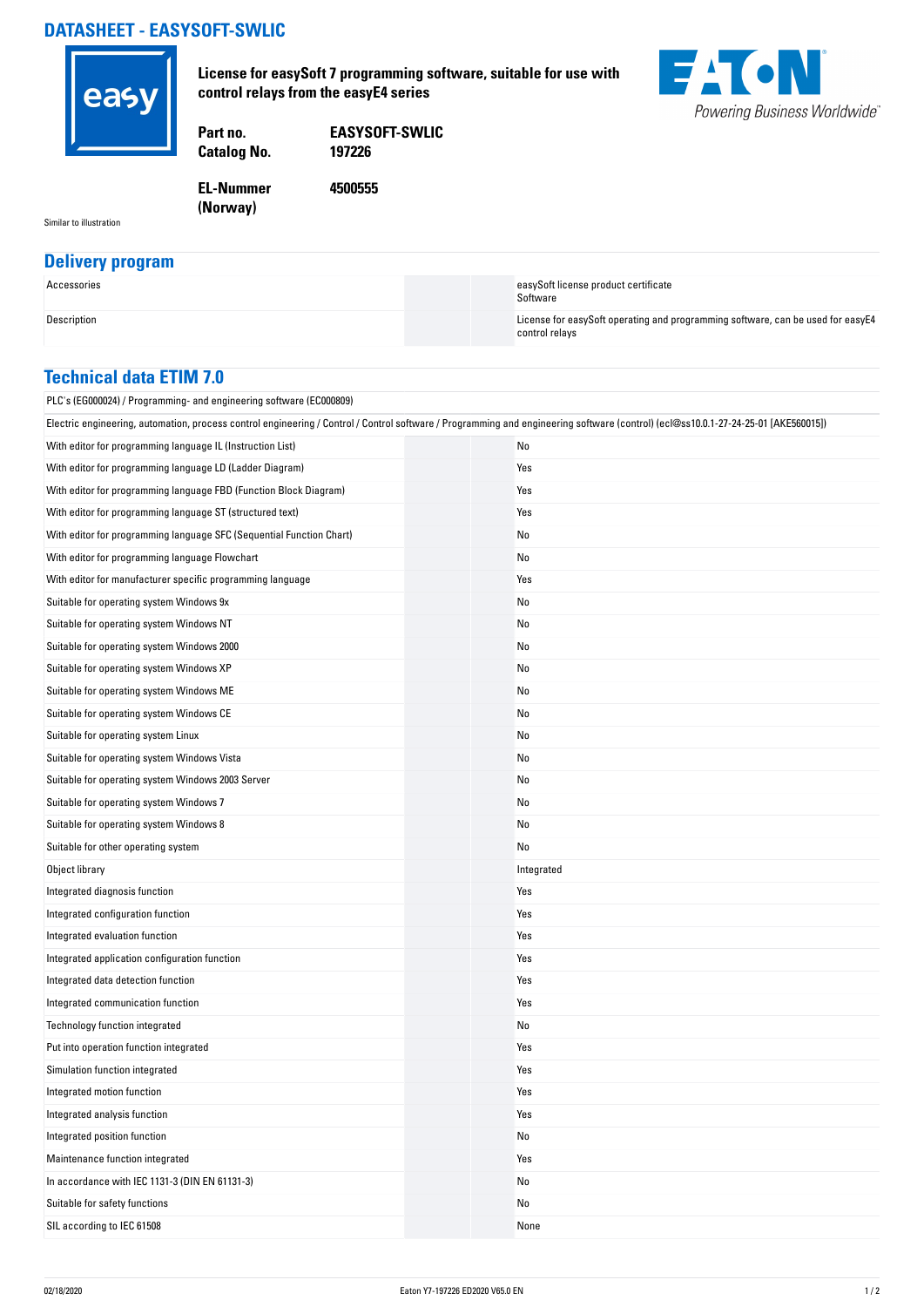# DATASHEET - EASYSOFT-SWLIC

**License for easySoft 7 programming software, suitable for use with control relays from the easyE4 series**

| | |
|---|---|
| **Part no.** | **EASYSOFT-SWLIC** |
| **Catalog No.** | **197226** |
| **EL-Nummer (Norway)** | **4500555** |

Similar to illustration

## Delivery program

| | |
|---|---|
| Accessories | easySoft license product certificate<br>Software |
| Description | License for easySoft operating and programming software, can be used for easyE4 control relays |

## Technical data ETIM 7.0

PLC's (EG000024) / Programming- and engineering software (EC000809)

Electric engineering, automation, process control engineering / Control / Control software / Programming and engineering software (control) (ecl@ss10.0.1-27-24-25-01 [AKE560015])

| | |
|---|---|
| With editor for programming language IL (Instruction List) | No |
| With editor for programming language LD (Ladder Diagram) | Yes |
| With editor for programming language FBD (Function Block Diagram) | Yes |
| With editor for programming language ST (structured text) | Yes |
| With editor for programming language SFC (Sequential Function Chart) | No |
| With editor for programming language Flowchart | No |
| With editor for manufacturer specific programming language | Yes |
| Suitable for operating system Windows 9x | No |
| Suitable for operating system Windows NT | No |
| Suitable for operating system Windows 2000 | No |
| Suitable for operating system Windows XP | No |
| Suitable for operating system Windows ME | No |
| Suitable for operating system Windows CE | No |
| Suitable for operating system Linux | No |
| Suitable for operating system Windows Vista | No |
| Suitable for operating system Windows 2003 Server | No |
| Suitable for operating system Windows 7 | No |
| Suitable for operating system Windows 8 | No |
| Suitable for other operating system | No |
| Object library | Integrated |
| Integrated diagnosis function | Yes |
| Integrated configuration function | Yes |
| Integrated evaluation function | Yes |
| Integrated application configuration function | Yes |
| Integrated data detection function | Yes |
| Integrated communication function | Yes |
| Technology function integrated | No |
| Put into operation function integrated | Yes |
| Simulation function integrated | Yes |
| Integrated motion function | Yes |
| Integrated analysis function | Yes |
| Integrated position function | No |
| Maintenance function integrated | Yes |
| In accordance with IEC 1131-3 (DIN EN 61131-3) | No |
| Suitable for safety functions | No |
| SIL according to IEC 61508 | None |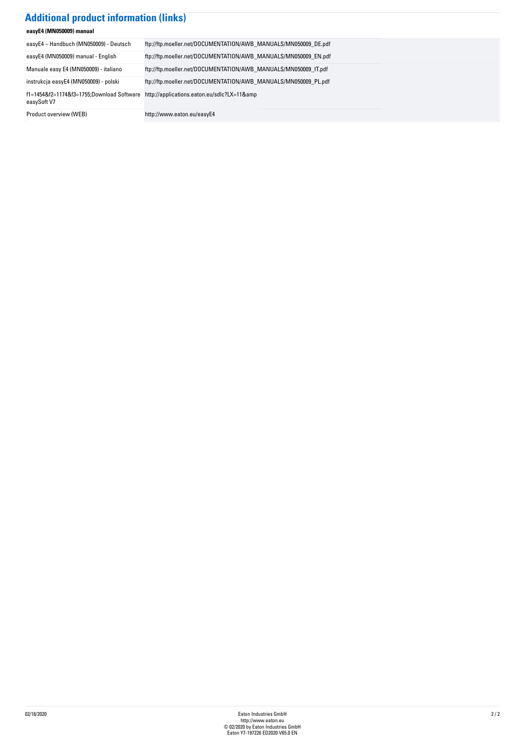## Additional product information (links)

**easyE4 (MN050009) manual**

| | |
|---|---|
| easyE4 – Handbuch (MN050009) - Deutsch | ftp://ftp.moeller.net/DOCUMENTATION/AWB_MANUALS/MN050009_DE.pdf |
| easyE4 (MN050009) manual - English | ftp://ftp.moeller.net/DOCUMENTATION/AWB_MANUALS/MN050009_EN.pdf |
| Manuale easy E4 (MN050009) - italiano | ftp://ftp.moeller.net/DOCUMENTATION/AWB_MANUALS/MN050009_IT.pdf |
| instrukcja easyE4 (MN050009) - polski | ftp://ftp.moeller.net/DOCUMENTATION/AWB_MANUALS/MN050009_PL.pdf |
| f1=1454&f2=1174&f3=1755;Download Software easySoft V7 | http://applications.eaton.eu/sdlc?LX=11&amp |
| Product overview (WEB) | http://www.eaton.eu/easyE4 |

02/18/2020

Eaton Industries GmbH
http://www.eaton.eu
© 02/2020 by Eaton Industries GmbH
Eaton Y7-197226 ED2020 V65.0 EN